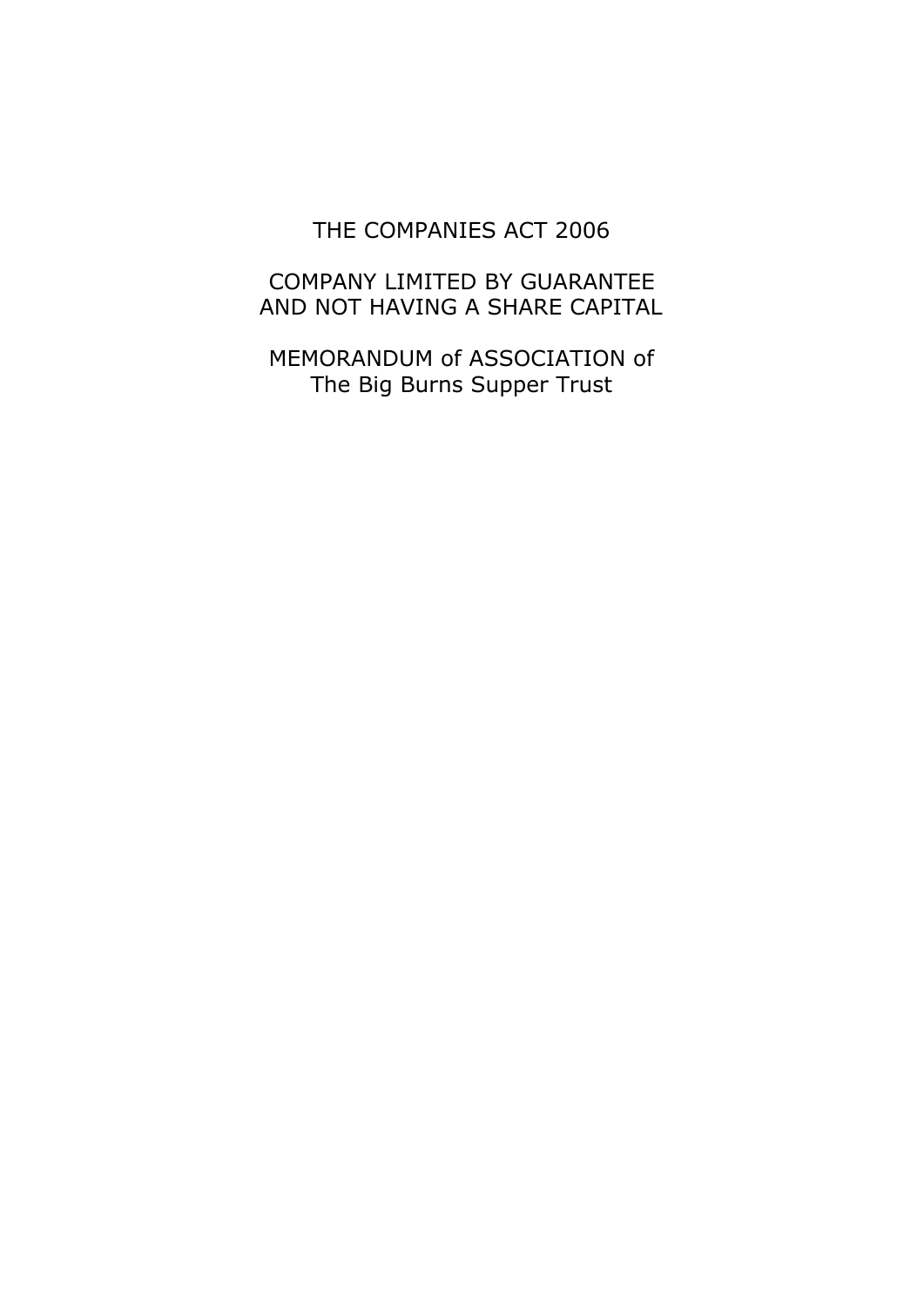THE COMPANIES ACT 2006

COMPANY LIMITED BY GUARANTEE
AND NOT HAVING A SHARE CAPITAL

MEMORANDUM of ASSOCIATION of
The Big Burns Supper Trust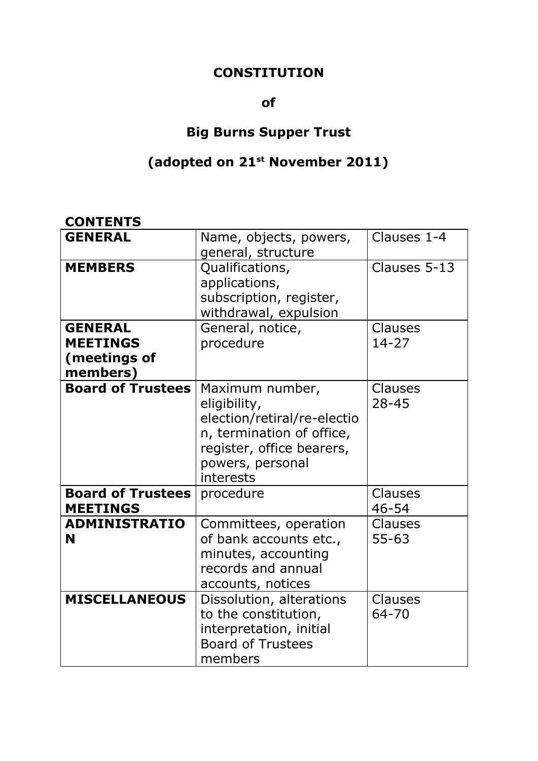# CONSTITUTION

## of

## Big Burns Supper Trust

## (adopted on 21st November 2011)

**CONTENTS**

| | | |
|---|---|---|
| **GENERAL** | Name, objects, powers, general, structure | Clauses 1-4 |
| **MEMBERS** | Qualifications, applications, subscription, register, withdrawal, expulsion | Clauses 5-13 |
| **GENERAL MEETINGS (meetings of members)** | General, notice, procedure | Clauses 14-27 |
| **Board of Trustees** | Maximum number, eligibility, election/retiral/re-election, termination of office, register, office bearers, powers, personal interests | Clauses 28-45 |
| **Board of Trustees MEETINGS** | procedure | Clauses 46-54 |
| **ADMINISTRATION** | Committees, operation of bank accounts etc., minutes, accounting records and annual accounts, notices | Clauses 55-63 |
| **MISCELLANEOUS** | Dissolution, alterations to the constitution, interpretation, initial Board of Trustees members | Clauses 64-70 |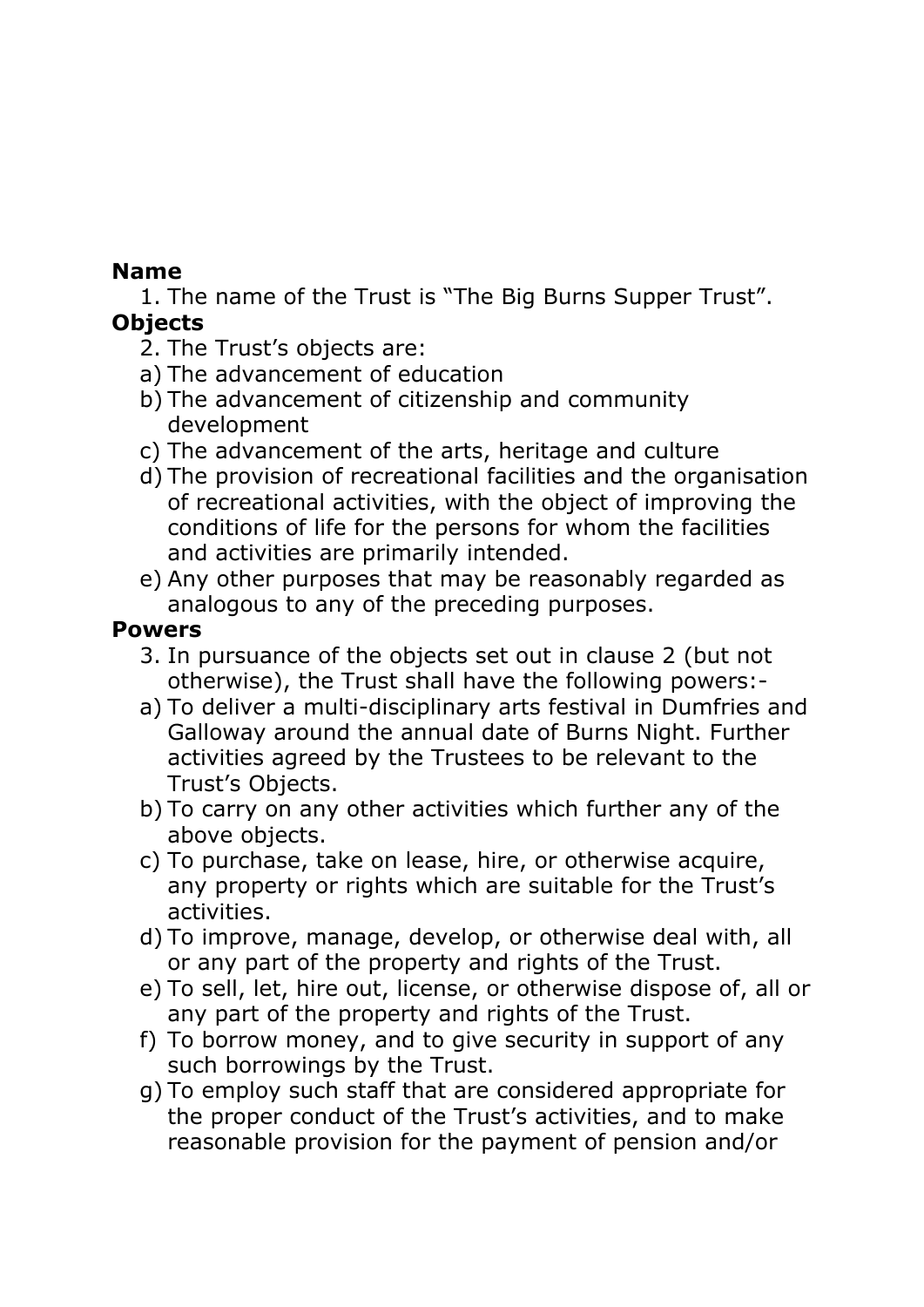**Name**

1. The name of the Trust is "The Big Burns Supper Trust".

**Objects**

2. The Trust's objects are:

a) The advancement of education
b) The advancement of citizenship and community development
c) The advancement of the arts, heritage and culture
d) The provision of recreational facilities and the organisation of recreational activities, with the object of improving the conditions of life for the persons for whom the facilities and activities are primarily intended.
e) Any other purposes that may be reasonably regarded as analogous to any of the preceding purposes.

**Powers**

3. In pursuance of the objects set out in clause 2 (but not otherwise), the Trust shall have the following powers:-

a) To deliver a multi-disciplinary arts festival in Dumfries and Galloway around the annual date of Burns Night. Further activities agreed by the Trustees to be relevant to the Trust's Objects.
b) To carry on any other activities which further any of the above objects.
c) To purchase, take on lease, hire, or otherwise acquire, any property or rights which are suitable for the Trust's activities.
d) To improve, manage, develop, or otherwise deal with, all or any part of the property and rights of the Trust.
e) To sell, let, hire out, license, or otherwise dispose of, all or any part of the property and rights of the Trust.
f) To borrow money, and to give security in support of any such borrowings by the Trust.
g) To employ such staff that are considered appropriate for the proper conduct of the Trust's activities, and to make reasonable provision for the payment of pension and/or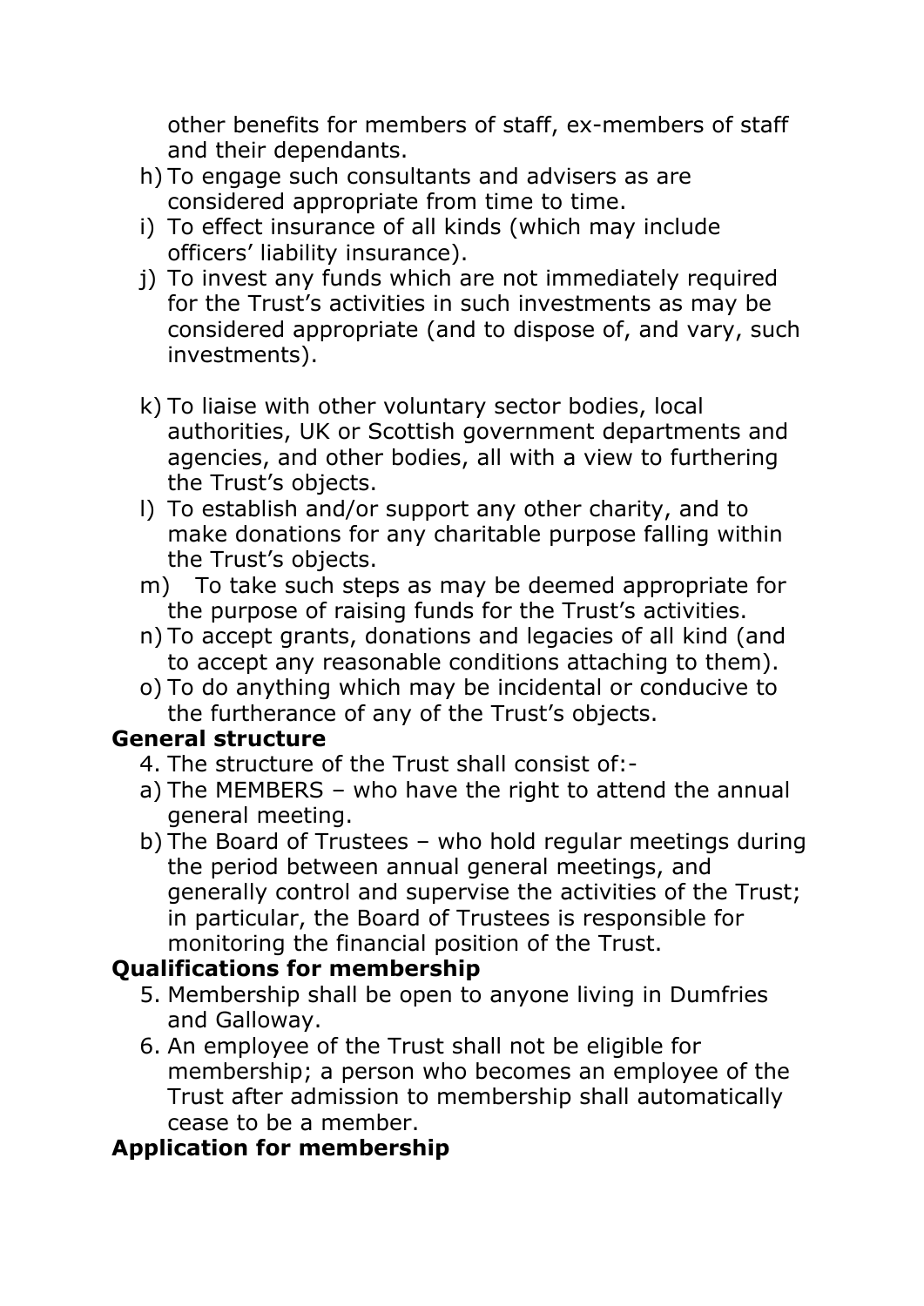other benefits for members of staff, ex-members of staff and their dependants.

h) To engage such consultants and advisers as are considered appropriate from time to time.
i) To effect insurance of all kinds (which may include officers' liability insurance).
j) To invest any funds which are not immediately required for the Trust's activities in such investments as may be considered appropriate (and to dispose of, and vary, such investments).
k) To liaise with other voluntary sector bodies, local authorities, UK or Scottish government departments and agencies, and other bodies, all with a view to furthering the Trust's objects.
l) To establish and/or support any other charity, and to make donations for any charitable purpose falling within the Trust's objects.
m) To take such steps as may be deemed appropriate for the purpose of raising funds for the Trust's activities.
n) To accept grants, donations and legacies of all kind (and to accept any reasonable conditions attaching to them).
o) To do anything which may be incidental or conducive to the furtherance of any of the Trust's objects.

**General structure**

4. The structure of the Trust shall consist of:-

a) The MEMBERS – who have the right to attend the annual general meeting.
b) The Board of Trustees – who hold regular meetings during the period between annual general meetings, and generally control and supervise the activities of the Trust; in particular, the Board of Trustees is responsible for monitoring the financial position of the Trust.

**Qualifications for membership**

5. Membership shall be open to anyone living in Dumfries and Galloway.
6. An employee of the Trust shall not be eligible for membership; a person who becomes an employee of the Trust after admission to membership shall automatically cease to be a member.

**Application for membership**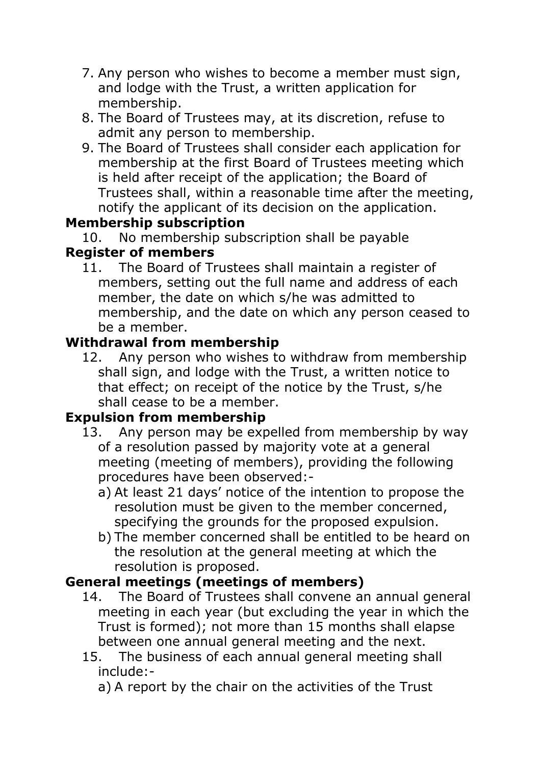7. Any person who wishes to become a member must sign, and lodge with the Trust, a written application for membership.
8. The Board of Trustees may, at its discretion, refuse to admit any person to membership.
9. The Board of Trustees shall consider each application for membership at the first Board of Trustees meeting which is held after receipt of the application; the Board of Trustees shall, within a reasonable time after the meeting, notify the applicant of its decision on the application.

**Membership subscription**

10. No membership subscription shall be payable

**Register of members**

11. The Board of Trustees shall maintain a register of members, setting out the full name and address of each member, the date on which s/he was admitted to membership, and the date on which any person ceased to be a member.

**Withdrawal from membership**

12. Any person who wishes to withdraw from membership shall sign, and lodge with the Trust, a written notice to that effect; on receipt of the notice by the Trust, s/he shall cease to be a member.

**Expulsion from membership**

13. Any person may be expelled from membership by way of a resolution passed by majority vote at a general meeting (meeting of members), providing the following procedures have been observed:-
    a) At least 21 days' notice of the intention to propose the resolution must be given to the member concerned, specifying the grounds for the proposed expulsion.
    b) The member concerned shall be entitled to be heard on the resolution at the general meeting at which the resolution is proposed.

**General meetings (meetings of members)**

14. The Board of Trustees shall convene an annual general meeting in each year (but excluding the year in which the Trust is formed); not more than 15 months shall elapse between one annual general meeting and the next.
15. The business of each annual general meeting shall include:-
    a) A report by the chair on the activities of the Trust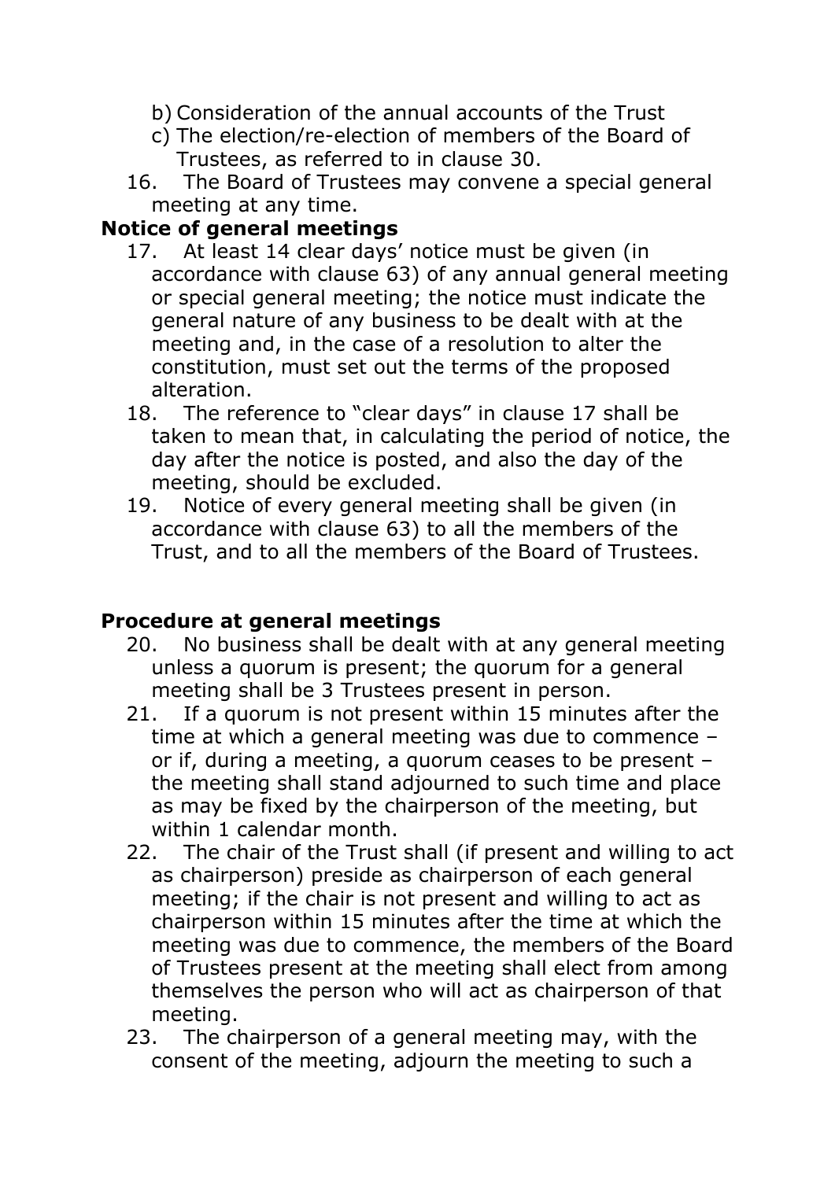b) Consideration of the annual accounts of the Trust
c) The election/re-election of members of the Board of Trustees, as referred to in clause 30.

16. The Board of Trustees may convene a special general meeting at any time.

**Notice of general meetings**

17. At least 14 clear days' notice must be given (in accordance with clause 63) of any annual general meeting or special general meeting; the notice must indicate the general nature of any business to be dealt with at the meeting and, in the case of a resolution to alter the constitution, must set out the terms of the proposed alteration.
18. The reference to "clear days" in clause 17 shall be taken to mean that, in calculating the period of notice, the day after the notice is posted, and also the day of the meeting, should be excluded.
19. Notice of every general meeting shall be given (in accordance with clause 63) to all the members of the Trust, and to all the members of the Board of Trustees.

**Procedure at general meetings**

20. No business shall be dealt with at any general meeting unless a quorum is present; the quorum for a general meeting shall be 3 Trustees present in person.
21. If a quorum is not present within 15 minutes after the time at which a general meeting was due to commence – or if, during a meeting, a quorum ceases to be present – the meeting shall stand adjourned to such time and place as may be fixed by the chairperson of the meeting, but within 1 calendar month.
22. The chair of the Trust shall (if present and willing to act as chairperson) preside as chairperson of each general meeting; if the chair is not present and willing to act as chairperson within 15 minutes after the time at which the meeting was due to commence, the members of the Board of Trustees present at the meeting shall elect from among themselves the person who will act as chairperson of that meeting.
23. The chairperson of a general meeting may, with the consent of the meeting, adjourn the meeting to such a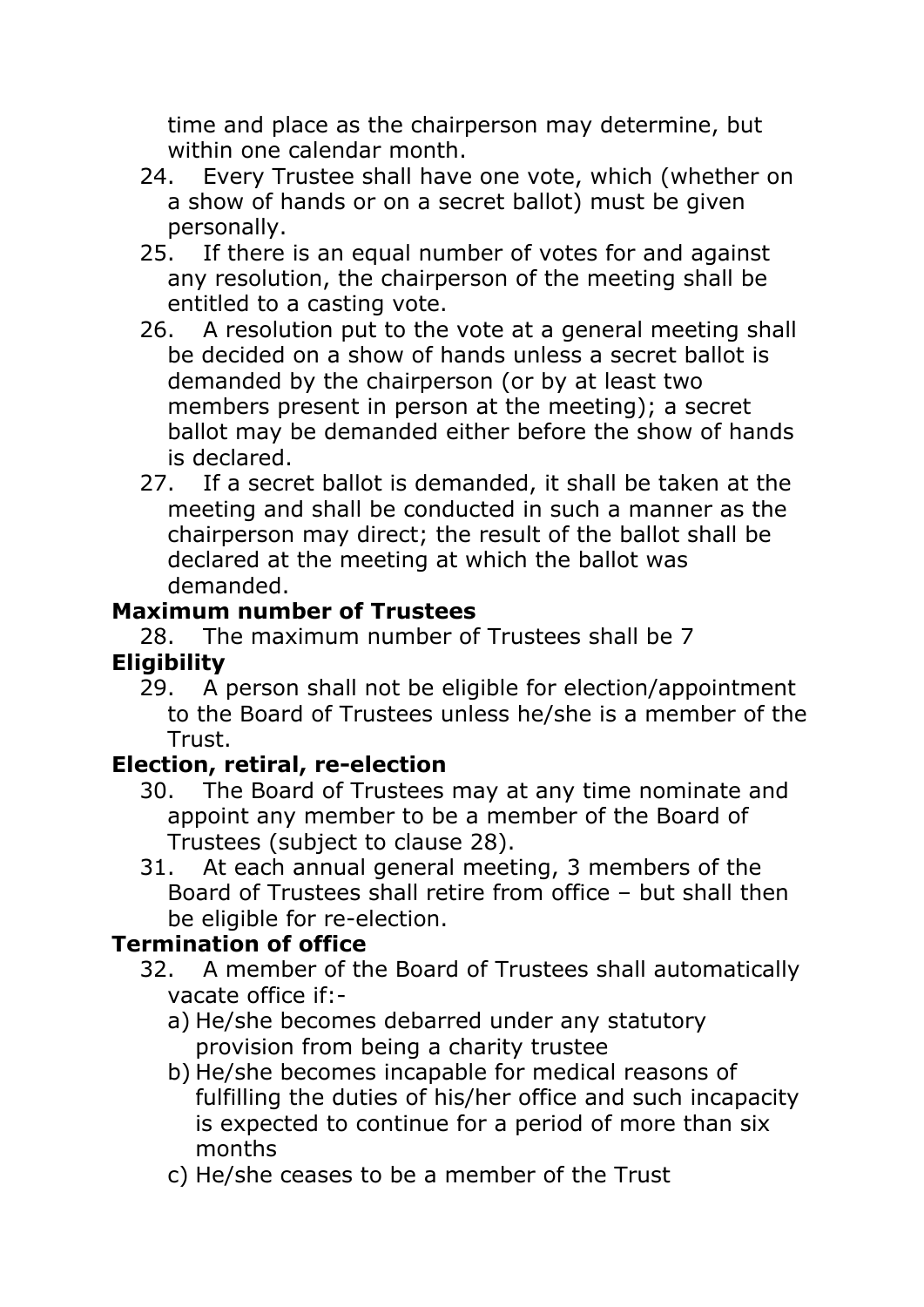time and place as the chairperson may determine, but within one calendar month.

24. Every Trustee shall have one vote, which (whether on a show of hands or on a secret ballot) must be given personally.
25. If there is an equal number of votes for and against any resolution, the chairperson of the meeting shall be entitled to a casting vote.
26. A resolution put to the vote at a general meeting shall be decided on a show of hands unless a secret ballot is demanded by the chairperson (or by at least two members present in person at the meeting); a secret ballot may be demanded either before the show of hands is declared.
27. If a secret ballot is demanded, it shall be taken at the meeting and shall be conducted in such a manner as the chairperson may direct; the result of the ballot shall be declared at the meeting at which the ballot was demanded.

**Maximum number of Trustees**

28. The maximum number of Trustees shall be 7

**Eligibility**

29. A person shall not be eligible for election/appointment to the Board of Trustees unless he/she is a member of the Trust.

**Election, retiral, re-election**

30. The Board of Trustees may at any time nominate and appoint any member to be a member of the Board of Trustees (subject to clause 28).
31. At each annual general meeting, 3 members of the Board of Trustees shall retire from office – but shall then be eligible for re-election.

**Termination of office**

32. A member of the Board of Trustees shall automatically vacate office if:-
    a) He/she becomes debarred under any statutory provision from being a charity trustee
    b) He/she becomes incapable for medical reasons of fulfilling the duties of his/her office and such incapacity is expected to continue for a period of more than six months
    c) He/she ceases to be a member of the Trust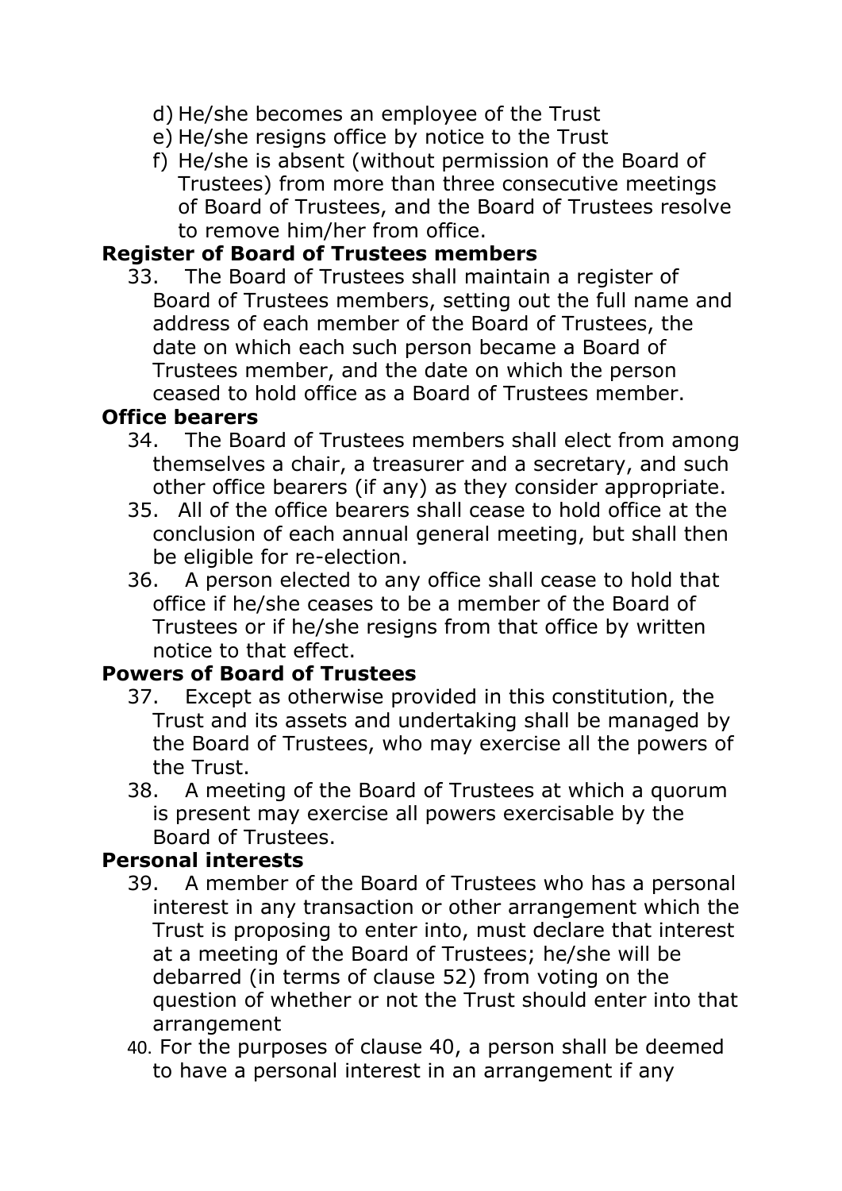d) He/she becomes an employee of the Trust
e) He/she resigns office by notice to the Trust
f) He/she is absent (without permission of the Board of Trustees) from more than three consecutive meetings of Board of Trustees, and the Board of Trustees resolve to remove him/her from office.

**Register of Board of Trustees members**

33. The Board of Trustees shall maintain a register of Board of Trustees members, setting out the full name and address of each member of the Board of Trustees, the date on which each such person became a Board of Trustees member, and the date on which the person ceased to hold office as a Board of Trustees member.

**Office bearers**

34. The Board of Trustees members shall elect from among themselves a chair, a treasurer and a secretary, and such other office bearers (if any) as they consider appropriate.
35. All of the office bearers shall cease to hold office at the conclusion of each annual general meeting, but shall then be eligible for re-election.
36. A person elected to any office shall cease to hold that office if he/she ceases to be a member of the Board of Trustees or if he/she resigns from that office by written notice to that effect.

**Powers of Board of Trustees**

37. Except as otherwise provided in this constitution, the Trust and its assets and undertaking shall be managed by the Board of Trustees, who may exercise all the powers of the Trust.
38. A meeting of the Board of Trustees at which a quorum is present may exercise all powers exercisable by the Board of Trustees.

**Personal interests**

39. A member of the Board of Trustees who has a personal interest in any transaction or other arrangement which the Trust is proposing to enter into, must declare that interest at a meeting of the Board of Trustees; he/she will be debarred (in terms of clause 52) from voting on the question of whether or not the Trust should enter into that arrangement
40. For the purposes of clause 40, a person shall be deemed to have a personal interest in an arrangement if any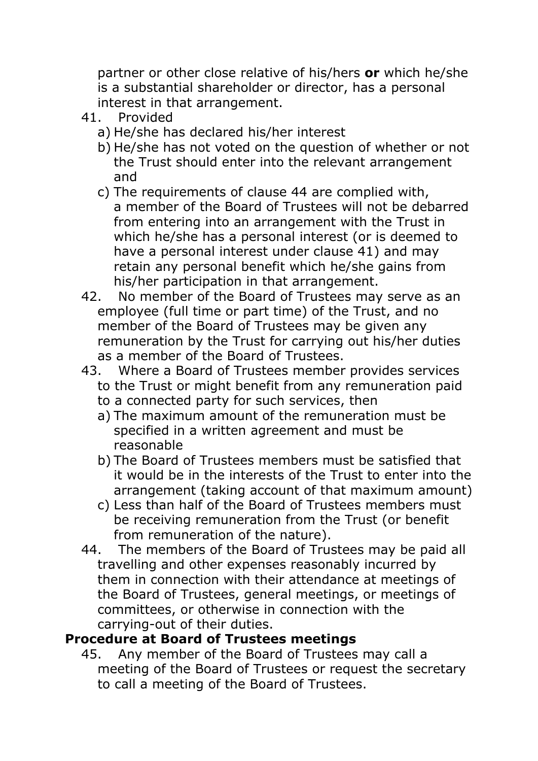partner or other close relative of his/hers **or** which he/she is a substantial shareholder or director, has a personal interest in that arrangement.

41. Provided
    a) He/she has declared his/her interest
    b) He/she has not voted on the question of whether or not the Trust should enter into the relevant arrangement and
    c) The requirements of clause 44 are complied with,
    a member of the Board of Trustees will not be debarred from entering into an arrangement with the Trust in which he/she has a personal interest (or is deemed to have a personal interest under clause 41) and may retain any personal benefit which he/she gains from his/her participation in that arrangement.
42. No member of the Board of Trustees may serve as an employee (full time or part time) of the Trust, and no member of the Board of Trustees may be given any remuneration by the Trust for carrying out his/her duties as a member of the Board of Trustees.
43. Where a Board of Trustees member provides services to the Trust or might benefit from any remuneration paid to a connected party for such services, then
    a) The maximum amount of the remuneration must be specified in a written agreement and must be reasonable
    b) The Board of Trustees members must be satisfied that it would be in the interests of the Trust to enter into the arrangement (taking account of that maximum amount)
    c) Less than half of the Board of Trustees members must be receiving remuneration from the Trust (or benefit from remuneration of the nature).
44. The members of the Board of Trustees may be paid all travelling and other expenses reasonably incurred by them in connection with their attendance at meetings of the Board of Trustees, general meetings, or meetings of committees, or otherwise in connection with the carrying-out of their duties.

**Procedure at Board of Trustees meetings**

45. Any member of the Board of Trustees may call a meeting of the Board of Trustees or request the secretary to call a meeting of the Board of Trustees.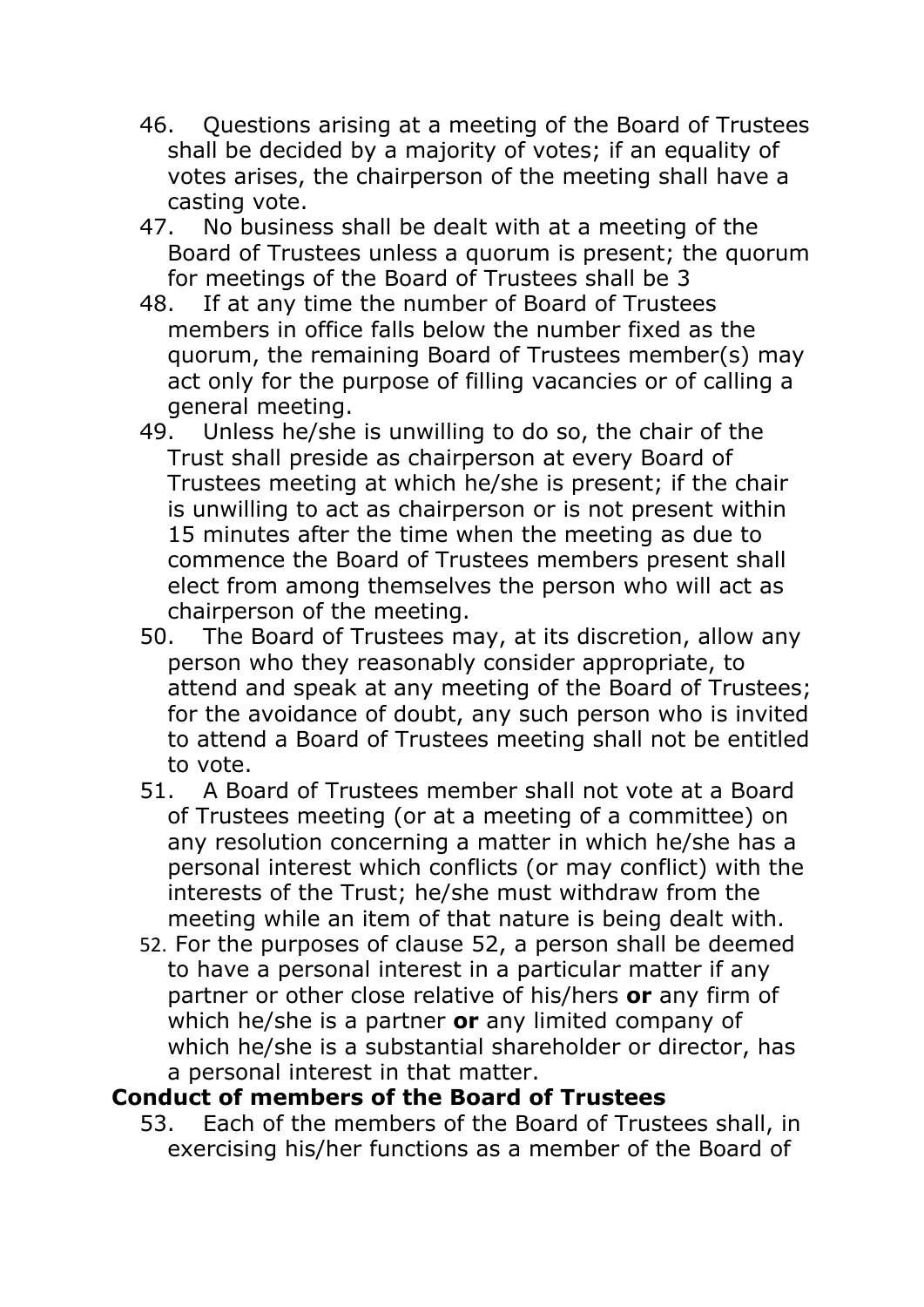46. Questions arising at a meeting of the Board of Trustees shall be decided by a majority of votes; if an equality of votes arises, the chairperson of the meeting shall have a casting vote.
47. No business shall be dealt with at a meeting of the Board of Trustees unless a quorum is present; the quorum for meetings of the Board of Trustees shall be 3
48. If at any time the number of Board of Trustees members in office falls below the number fixed as the quorum, the remaining Board of Trustees member(s) may act only for the purpose of filling vacancies or of calling a general meeting.
49. Unless he/she is unwilling to do so, the chair of the Trust shall preside as chairperson at every Board of Trustees meeting at which he/she is present; if the chair is unwilling to act as chairperson or is not present within 15 minutes after the time when the meeting as due to commence the Board of Trustees members present shall elect from among themselves the person who will act as chairperson of the meeting.
50. The Board of Trustees may, at its discretion, allow any person who they reasonably consider appropriate, to attend and speak at any meeting of the Board of Trustees; for the avoidance of doubt, any such person who is invited to attend a Board of Trustees meeting shall not be entitled to vote.
51. A Board of Trustees member shall not vote at a Board of Trustees meeting (or at a meeting of a committee) on any resolution concerning a matter in which he/she has a personal interest which conflicts (or may conflict) with the interests of the Trust; he/she must withdraw from the meeting while an item of that nature is being dealt with.
52. For the purposes of clause 52, a person shall be deemed to have a personal interest in a particular matter if any partner or other close relative of his/hers **or** any firm of which he/she is a partner **or** any limited company of which he/she is a substantial shareholder or director, has a personal interest in that matter.

**Conduct of members of the Board of Trustees**

53. Each of the members of the Board of Trustees shall, in exercising his/her functions as a member of the Board of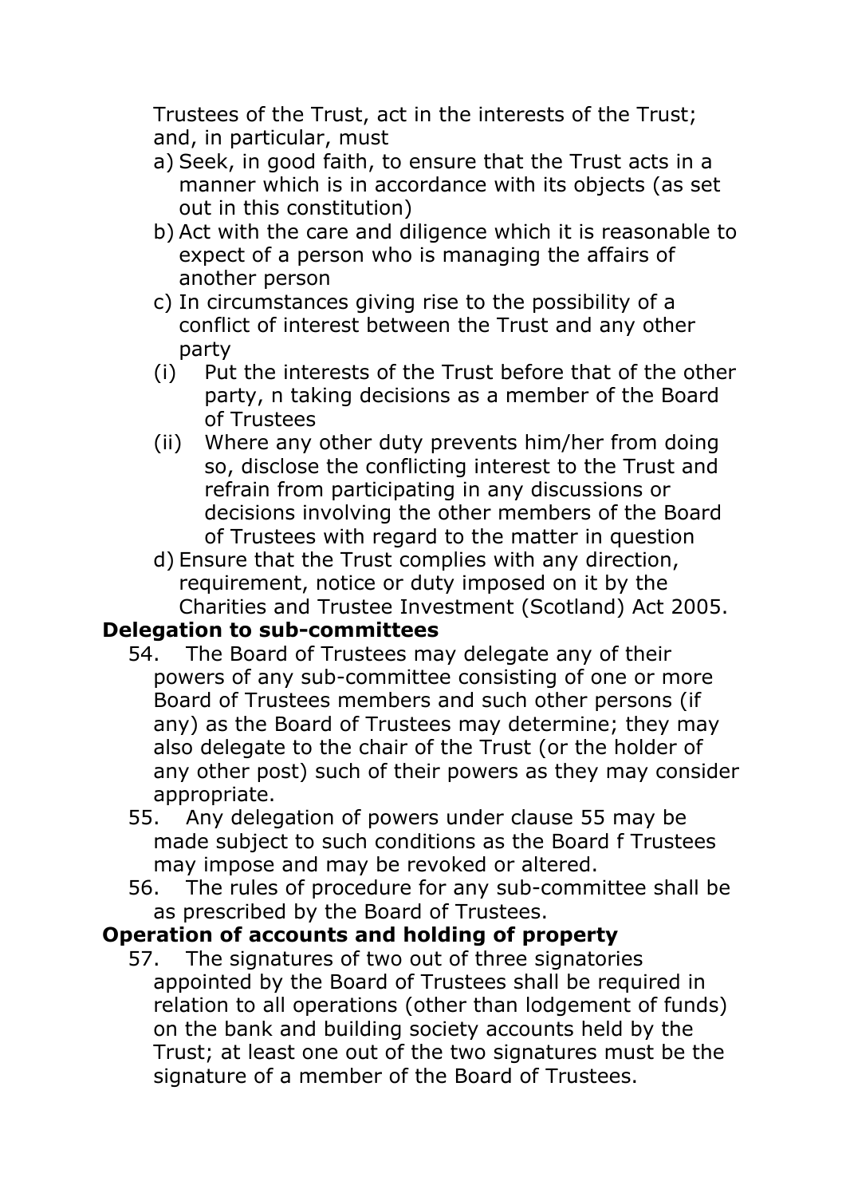Trustees of the Trust, act in the interests of the Trust; and, in particular, must

a) Seek, in good faith, to ensure that the Trust acts in a manner which is in accordance with its objects (as set out in this constitution)
b) Act with the care and diligence which it is reasonable to expect of a person who is managing the affairs of another person
c) In circumstances giving rise to the possibility of a conflict of interest between the Trust and any other party
   (i) Put the interests of the Trust before that of the other party, n taking decisions as a member of the Board of Trustees
   (ii) Where any other duty prevents him/her from doing so, disclose the conflicting interest to the Trust and refrain from participating in any discussions or decisions involving the other members of the Board of Trustees with regard to the matter in question
d) Ensure that the Trust complies with any direction, requirement, notice or duty imposed on it by the Charities and Trustee Investment (Scotland) Act 2005.

**Delegation to sub-committees**

54. The Board of Trustees may delegate any of their powers of any sub-committee consisting of one or more Board of Trustees members and such other persons (if any) as the Board of Trustees may determine; they may also delegate to the chair of the Trust (or the holder of any other post) such of their powers as they may consider appropriate.
55. Any delegation of powers under clause 55 may be made subject to such conditions as the Board f Trustees may impose and may be revoked or altered.
56. The rules of procedure for any sub-committee shall be as prescribed by the Board of Trustees.

**Operation of accounts and holding of property**

57. The signatures of two out of three signatories appointed by the Board of Trustees shall be required in relation to all operations (other than lodgement of funds) on the bank and building society accounts held by the Trust; at least one out of the two signatures must be the signature of a member of the Board of Trustees.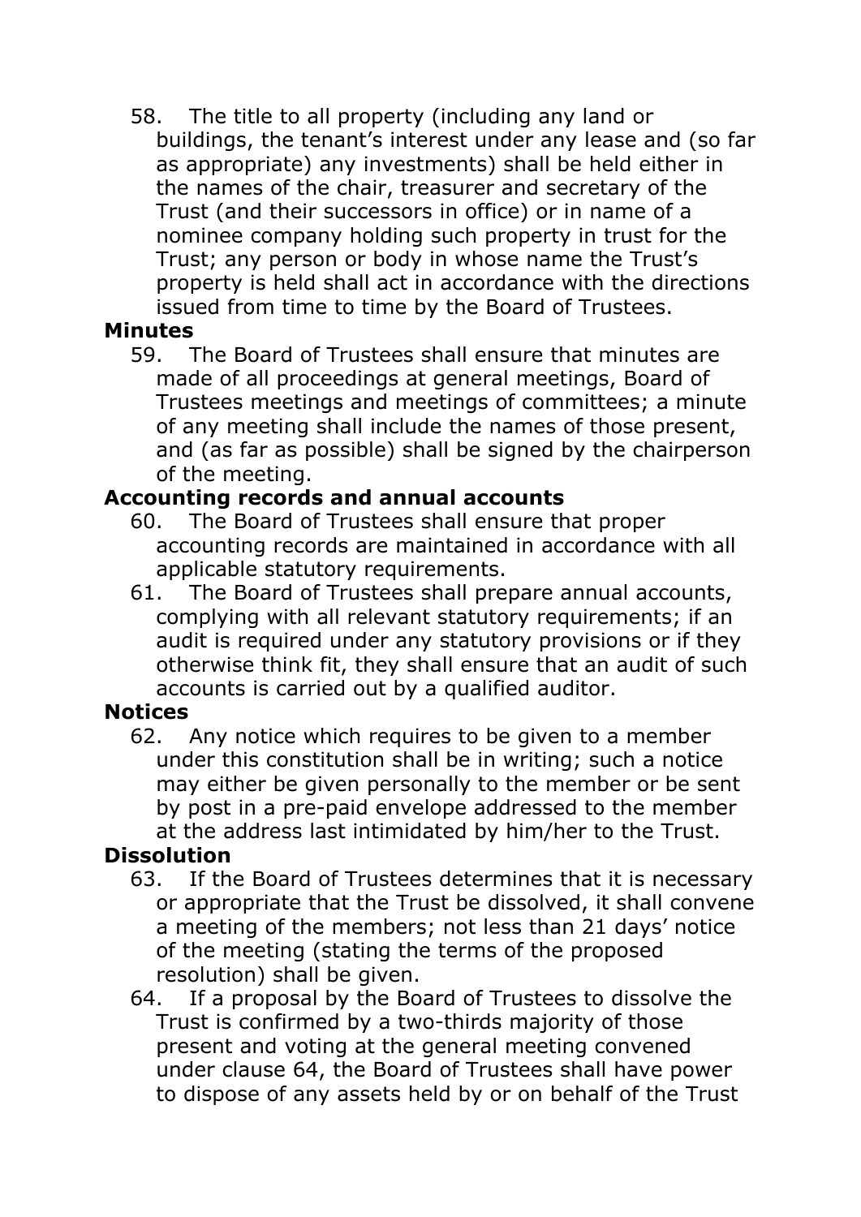58. The title to all property (including any land or buildings, the tenant's interest under any lease and (so far as appropriate) any investments) shall be held either in the names of the chair, treasurer and secretary of the Trust (and their successors in office) or in name of a nominee company holding such property in trust for the Trust; any person or body in whose name the Trust's property is held shall act in accordance with the directions issued from time to time by the Board of Trustees.

**Minutes**

59. The Board of Trustees shall ensure that minutes are made of all proceedings at general meetings, Board of Trustees meetings and meetings of committees; a minute of any meeting shall include the names of those present, and (as far as possible) shall be signed by the chairperson of the meeting.

**Accounting records and annual accounts**

60. The Board of Trustees shall ensure that proper accounting records are maintained in accordance with all applicable statutory requirements.

61. The Board of Trustees shall prepare annual accounts, complying with all relevant statutory requirements; if an audit is required under any statutory provisions or if they otherwise think fit, they shall ensure that an audit of such accounts is carried out by a qualified auditor.

**Notices**

62. Any notice which requires to be given to a member under this constitution shall be in writing; such a notice may either be given personally to the member or be sent by post in a pre-paid envelope addressed to the member at the address last intimidated by him/her to the Trust.

**Dissolution**

63. If the Board of Trustees determines that it is necessary or appropriate that the Trust be dissolved, it shall convene a meeting of the members; not less than 21 days' notice of the meeting (stating the terms of the proposed resolution) shall be given.

64. If a proposal by the Board of Trustees to dissolve the Trust is confirmed by a two-thirds majority of those present and voting at the general meeting convened under clause 64, the Board of Trustees shall have power to dispose of any assets held by or on behalf of the Trust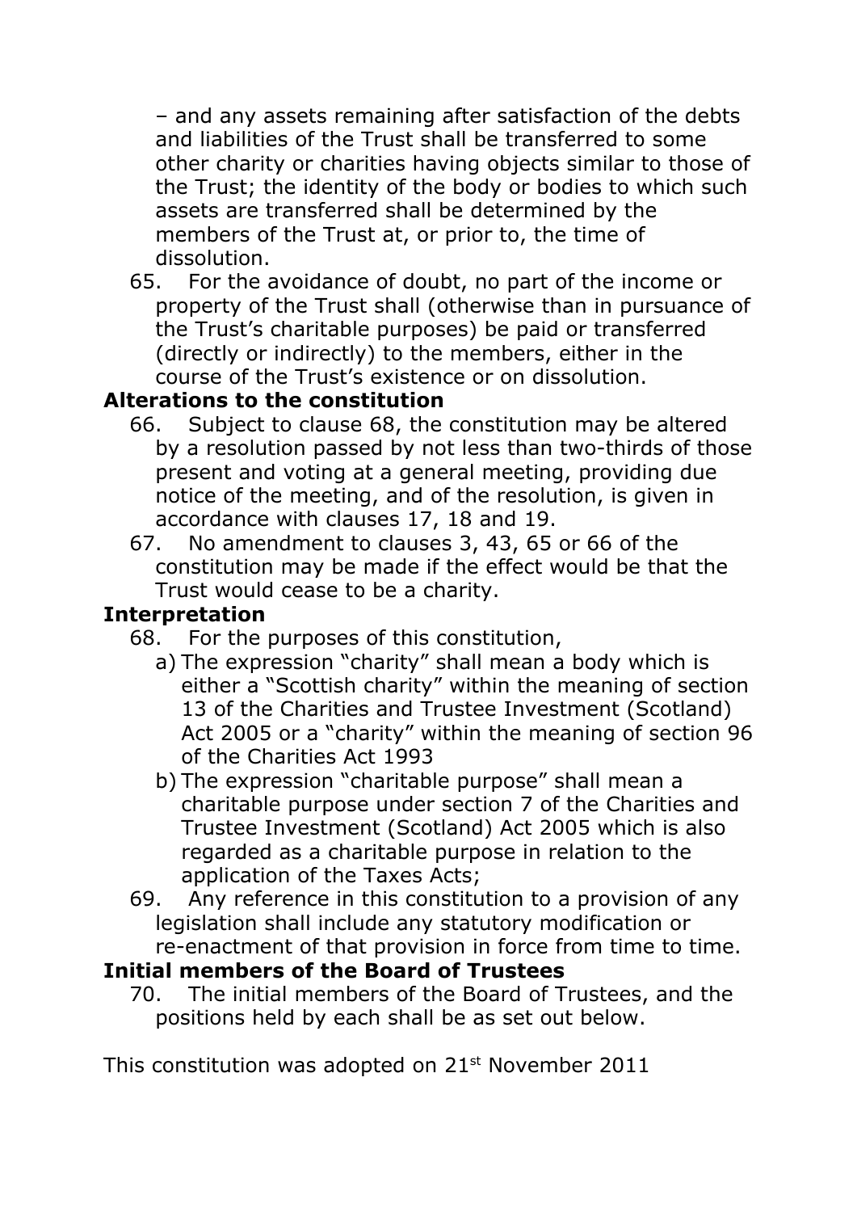– and any assets remaining after satisfaction of the debts and liabilities of the Trust shall be transferred to some other charity or charities having objects similar to those of the Trust; the identity of the body or bodies to which such assets are transferred shall be determined by the members of the Trust at, or prior to, the time of dissolution.

65. For the avoidance of doubt, no part of the income or property of the Trust shall (otherwise than in pursuance of the Trust's charitable purposes) be paid or transferred (directly or indirectly) to the members, either in the course of the Trust's existence or on dissolution.

**Alterations to the constitution**

66. Subject to clause 68, the constitution may be altered by a resolution passed by not less than two-thirds of those present and voting at a general meeting, providing due notice of the meeting, and of the resolution, is given in accordance with clauses 17, 18 and 19.

67. No amendment to clauses 3, 43, 65 or 66 of the constitution may be made if the effect would be that the Trust would cease to be a charity.

**Interpretation**

68. For the purposes of this constitution,
   a) The expression "charity" shall mean a body which is either a "Scottish charity" within the meaning of section 13 of the Charities and Trustee Investment (Scotland) Act 2005 or a "charity" within the meaning of section 96 of the Charities Act 1993
   b) The expression "charitable purpose" shall mean a charitable purpose under section 7 of the Charities and Trustee Investment (Scotland) Act 2005 which is also regarded as a charitable purpose in relation to the application of the Taxes Acts;

69. Any reference in this constitution to a provision of any legislation shall include any statutory modification or re-enactment of that provision in force from time to time.

**Initial members of the Board of Trustees**

70. The initial members of the Board of Trustees, and the positions held by each shall be as set out below.

This constitution was adopted on 21st November 2011